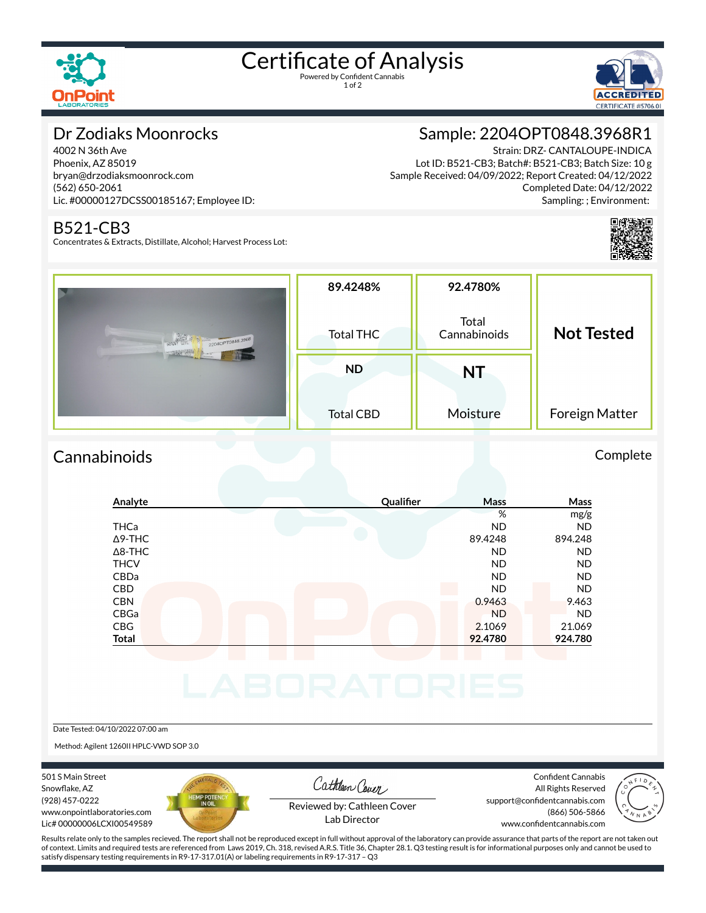# Certificate of Analysis

Powered by Confident Cannabis

## Dr Zodiaks Moonrocks

4002 N 36th Ave
Phoenix, AZ 85019
bryan@drzodiaksmoonrock.com
(562) 650-2061
Lic. #00000127DCSS00185167; Employee ID:

## Sample: 2204OPT0848.3968R1

Strain: DRZ- CANTALOUPE-INDICA
Lot ID: B521-CB3; Batch#: B521-CB3; Batch Size: 10 g
Sample Received: 04/09/2022; Report Created: 04/12/2022
Completed Date: 04/12/2022
Sampling: ; Environment:

## B521-CB3

Concentrates & Extracts, Distillate, Alcohol; Harvest Process Lot:

| 89.4248% | 92.4780% | Not Tested |
|---|---|---|
| Total THC | Total Cannabinoids | Foreign Matter |
| **ND** | **NT** | |
| Total CBD | Moisture | |

## Cannabinoids

Complete

| Analyte | Qualifier | Mass | Mass |
|---|---|---|---|
| | | % | mg/g |
| THCa | | ND | ND |
| Δ9-THC | | 89.4248 | 894.248 |
| Δ8-THC | | ND | ND |
| THCV | | ND | ND |
| CBDa | | ND | ND |
| CBD | | ND | ND |
| CBN | | 0.9463 | 9.463 |
| CBGa | | ND | ND |
| CBG | | 2.1069 | 21.069 |
| **Total** | | **92.4780** | **924.780** |

Date Tested: 04/10/2022 07:00 am

Method: Agilent 1260II HPLC-VWD SOP 3.0

501 S Main Street
Snowflake, AZ
(928) 457-0222
www.onpointlaboratories.com
Lic# 00000006LCXI00549589

Reviewed by: Cathleen Cover
Lab Director

Confident Cannabis
All Rights Reserved
support@confidentcannabis.com
(866) 506-5866
www.confidentcannabis.com

Results relate only to the samples recieved. The report shall not be reproduced except in full without approval of the laboratory can provide assurance that parts of the report are not taken out of context. Limits and required tests are referenced from Laws 2019, Ch. 318, revised A.R.S. Title 36, Chapter 28.1. Q3 testing result is for informational purposes only and cannot be used to satisfy dispensary testing requirements in R9-17-317.01(A) or labeling requirements in R9-17-317 – Q3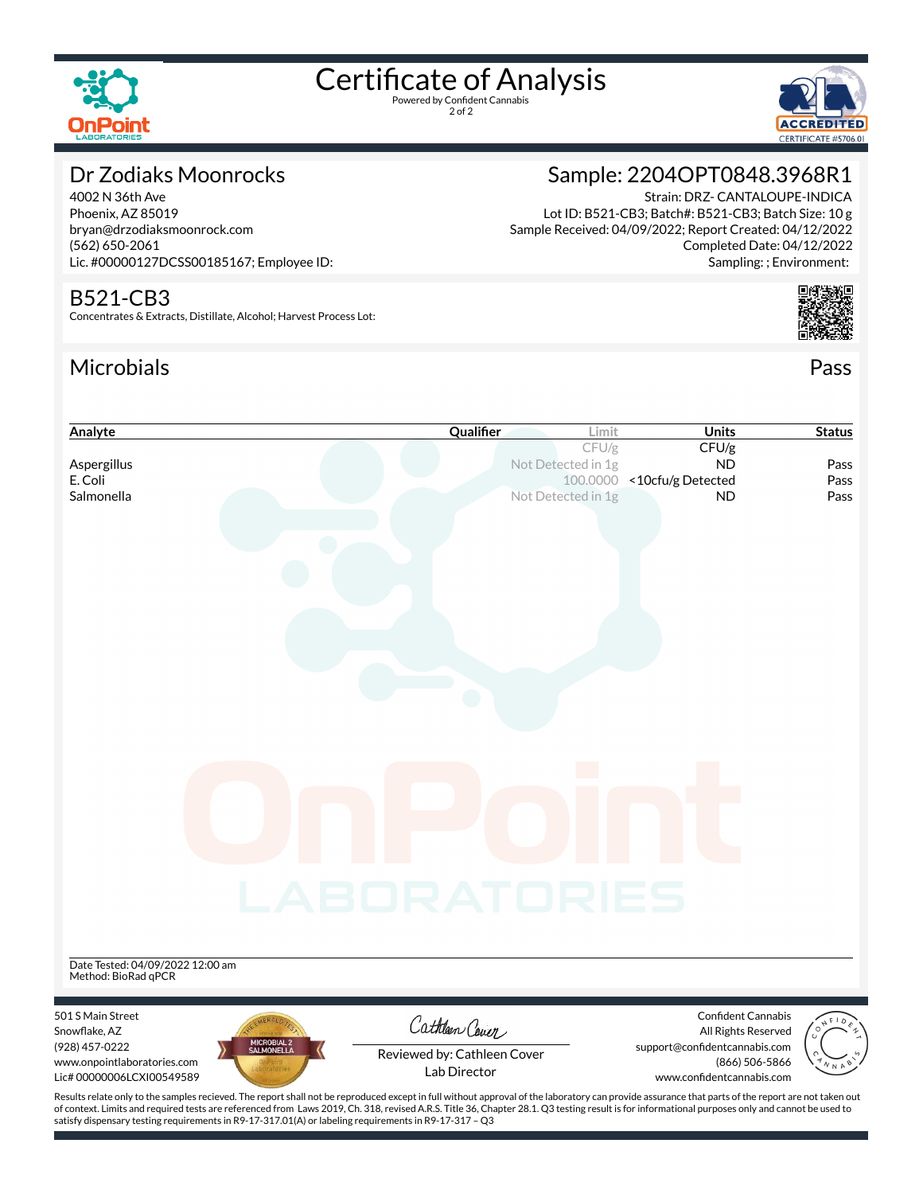# Certificate of Analysis

Powered by Confident Cannabis

## Dr Zodiaks Moonrocks

4002 N 36th Ave
Phoenix, AZ 85019
bryan@drzodiaksmoonrock.com
(562) 650-2061
Lic. #00000127DCSS00185167; Employee ID:

## Sample: 2204OPT0848.3968R1

Strain: DRZ- CANTALOUPE-INDICA
Lot ID: B521-CB3; Batch#: B521-CB3; Batch Size: 10 g
Sample Received: 04/09/2022; Report Created: 04/12/2022
Completed Date: 04/12/2022
Sampling: ; Environment:

## B521-CB3

Concentrates & Extracts, Distillate, Alcohol; Harvest Process Lot:

## Microbials

Pass

| Analyte | Qualifier | Limit | Units | Status |
|---|---|---|---|---|
| | | CFU/g | CFU/g | |
| Aspergillus | | Not Detected in 1g | ND | Pass |
| E. Coli | | 100.0000 | <10cfu/g Detected | Pass |
| Salmonella | | Not Detected in 1g | ND | Pass |

Date Tested: 04/09/2022 12:00 am
Method: BioRad qPCR

501 S Main Street
Snowflake, AZ
(928) 457-0222
www.onpointlaboratories.com
Lic# 00000006LCXI00549589

Reviewed by: Cathleen Cover
Lab Director

Confident Cannabis
All Rights Reserved
support@confidentcannabis.com
(866) 506-5866
www.confidentcannabis.com

Results relate only to the samples recieved. The report shall not be reproduced except in full without approval of the laboratory can provide assurance that parts of the report are not taken out of context. Limits and required tests are referenced from Laws 2019, Ch. 318, revised A.R.S. Title 36, Chapter 28.1. Q3 testing result is for informational purposes only and cannot be used to satisfy dispensary testing requirements in R9-17-317.01(A) or labeling requirements in R9-17-317 – Q3